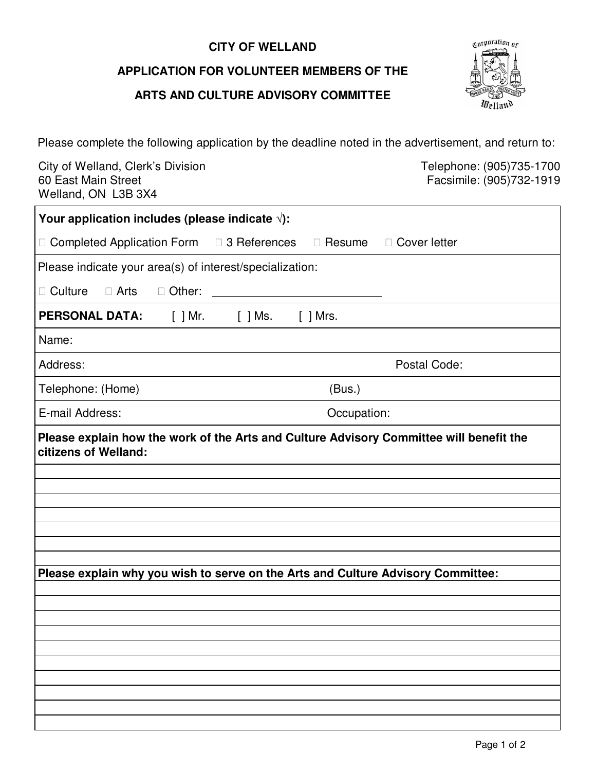# CITY OF WELLAND

## APPLICATION FOR VOLUNTEER MEMBERS OF THE

## ARTS AND CULTURE ADVISORY COMMITTEE

Please complete the following application by the deadline noted in the advertisement, and return to:

City of Welland, Clerk's Division
60 East Main Street
Welland, ON L3B 3X4

Telephone: (905)735-1700
Facsimile: (905)732-1919

**Your application includes (please indicate √):**

☐ Completed Application Form ☐ 3 References ☐ Resume ☐ Cover letter

Please indicate your area(s) of interest/specialization:

☐ Culture ☐ Arts ☐ Other: ____________________________

**PERSONAL DATA:** [ ] Mr. [ ] Ms. [ ] Mrs.

Name:

Address: Postal Code:

Telephone: (Home) (Bus.)

E-mail Address: Occupation:

**Please explain how the work of the Arts and Culture Advisory Committee will benefit the citizens of Welland:**

______________________________________________________________________

______________________________________________________________________

______________________________________________________________________

______________________________________________________________________

______________________________________________________________________

______________________________________________________________________

**Please explain why you wish to serve on the Arts and Culture Advisory Committee:**

______________________________________________________________________

______________________________________________________________________

______________________________________________________________________

______________________________________________________________________

______________________________________________________________________

______________________________________________________________________

______________________________________________________________________

______________________________________________________________________

______________________________________________________________________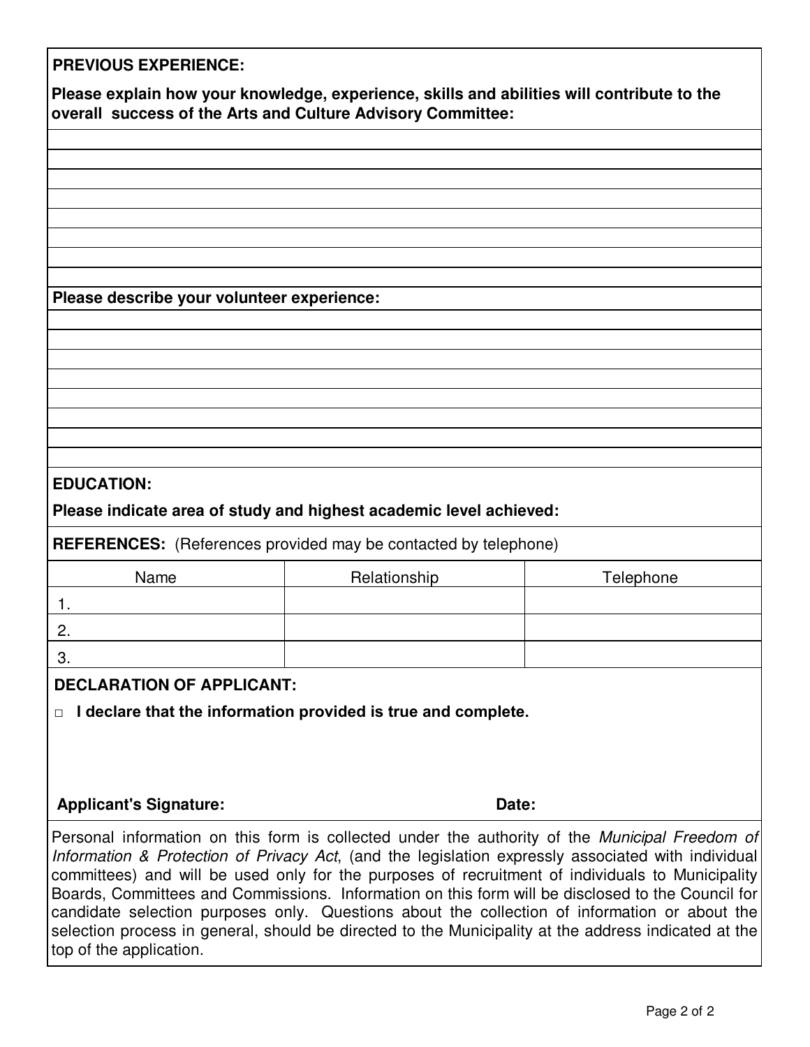**PREVIOUS EXPERIENCE:**

**Please explain how your knowledge, experience, skills and abilities will contribute to the overall success of the Arts and Culture Advisory Committee:**

**Please describe your volunteer experience:**

**EDUCATION:**

**Please indicate area of study and highest academic level achieved:**

**REFERENCES:** (References provided may be contacted by telephone)

| Name | Relationship | Telephone |
|---|---|---|
| 1. | | |
| 2. | | |
| 3. | | |

**DECLARATION OF APPLICANT:**

□ **I declare that the information provided is true and complete.**

**Applicant's Signature:** **Date:**

Personal information on this form is collected under the authority of the *Municipal Freedom of Information & Protection of Privacy Act*, (and the legislation expressly associated with individual committees) and will be used only for the purposes of recruitment of individuals to Municipality Boards, Committees and Commissions. Information on this form will be disclosed to the Council for candidate selection purposes only. Questions about the collection of information or about the selection process in general, should be directed to the Municipality at the address indicated at the top of the application.